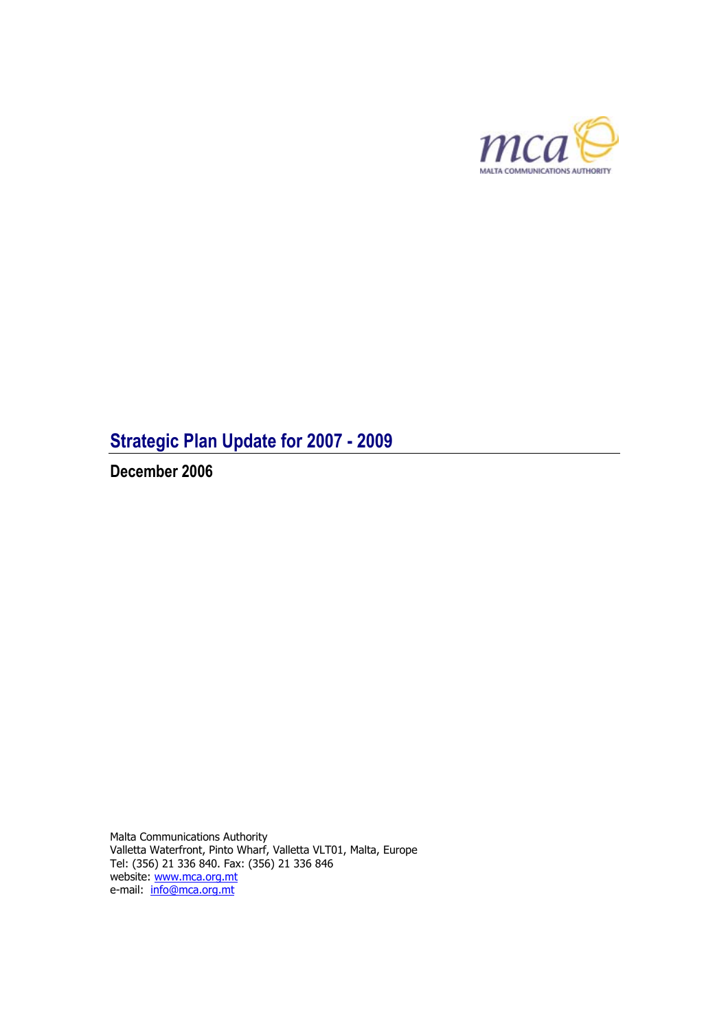mca

MALTA COMMUNICATIONS AUTHORITY

# Strategic Plan Update for 2007 - 2009

**December 2006**

Malta Communications Authority
Valletta Waterfront, Pinto Wharf, Valletta VLT01, Malta, Europe
Tel: (356) 21 336 840. Fax: (356) 21 336 846
website: www.mca.org.mt
e-mail: info@mca.org.mt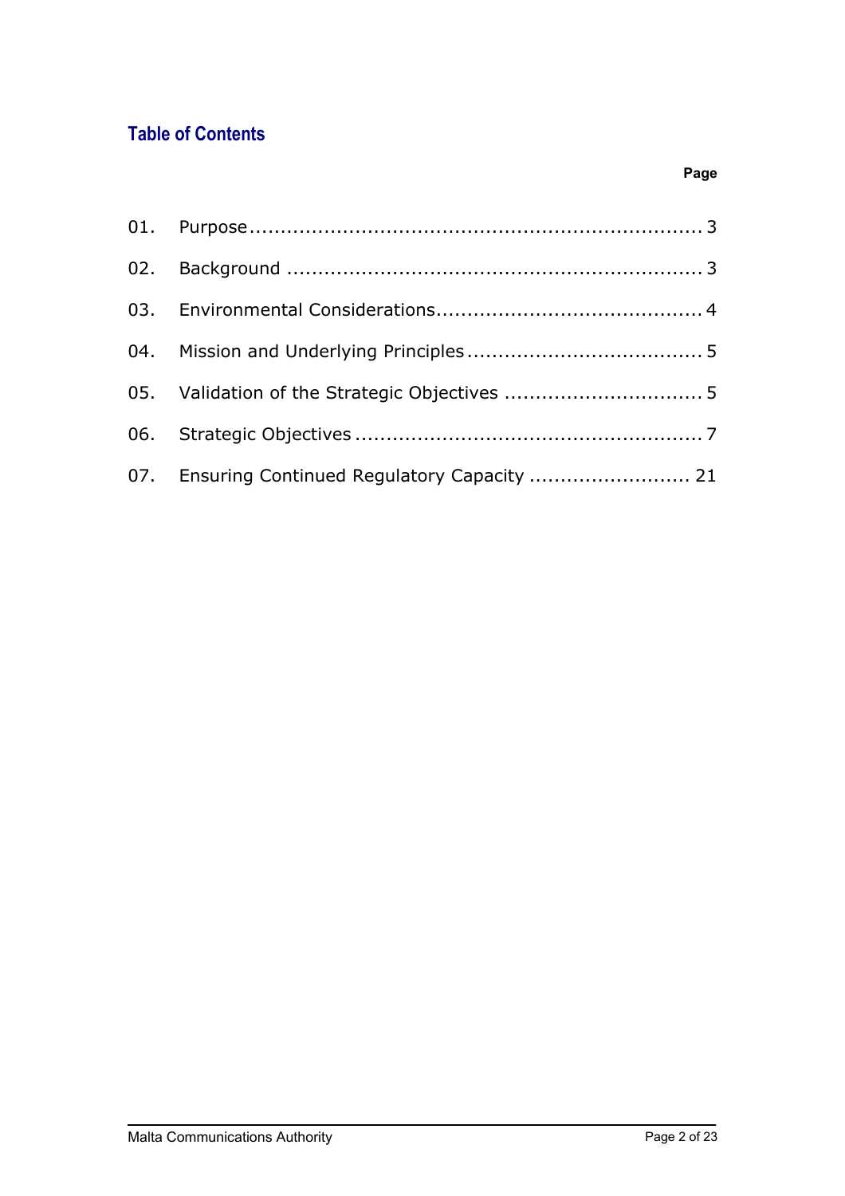## Table of Contents

| | | Page |
|---|---|---|
| 01. | Purpose | 3 |
| 02. | Background | 3 |
| 03. | Environmental Considerations | 4 |
| 04. | Mission and Underlying Principles | 5 |
| 05. | Validation of the Strategic Objectives | 5 |
| 06. | Strategic Objectives | 7 |
| 07. | Ensuring Continued Regulatory Capacity | 21 |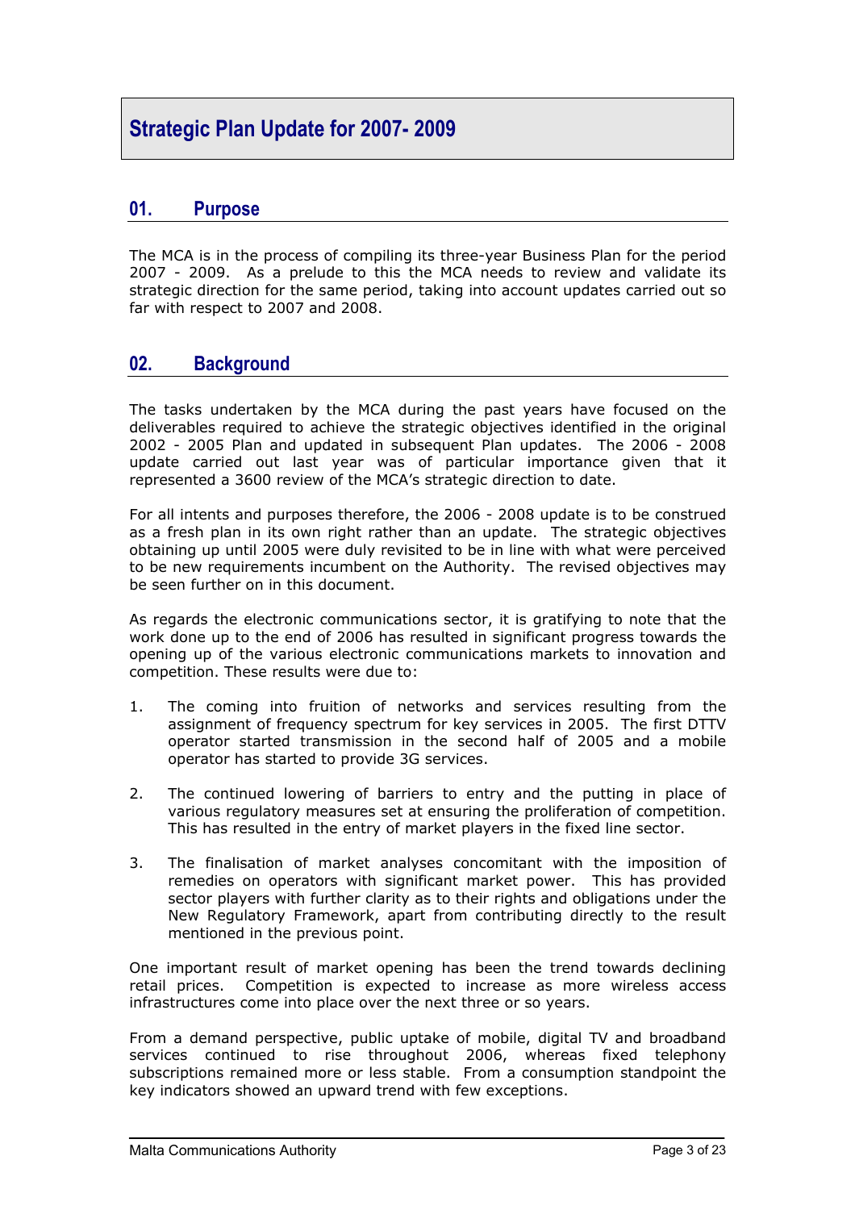# Strategic Plan Update for 2007- 2009

## 01. Purpose

The MCA is in the process of compiling its three-year Business Plan for the period 2007 - 2009. As a prelude to this the MCA needs to review and validate its strategic direction for the same period, taking into account updates carried out so far with respect to 2007 and 2008.

## 02. Background

The tasks undertaken by the MCA during the past years have focused on the deliverables required to achieve the strategic objectives identified in the original 2002 - 2005 Plan and updated in subsequent Plan updates. The 2006 - 2008 update carried out last year was of particular importance given that it represented a 3600 review of the MCA's strategic direction to date.

For all intents and purposes therefore, the 2006 - 2008 update is to be construed as a fresh plan in its own right rather than an update. The strategic objectives obtaining up until 2005 were duly revisited to be in line with what were perceived to be new requirements incumbent on the Authority. The revised objectives may be seen further on in this document.

As regards the electronic communications sector, it is gratifying to note that the work done up to the end of 2006 has resulted in significant progress towards the opening up of the various electronic communications markets to innovation and competition. These results were due to:

1. The coming into fruition of networks and services resulting from the assignment of frequency spectrum for key services in 2005. The first DTTV operator started transmission in the second half of 2005 and a mobile operator has started to provide 3G services.

2. The continued lowering of barriers to entry and the putting in place of various regulatory measures set at ensuring the proliferation of competition. This has resulted in the entry of market players in the fixed line sector.

3. The finalisation of market analyses concomitant with the imposition of remedies on operators with significant market power. This has provided sector players with further clarity as to their rights and obligations under the New Regulatory Framework, apart from contributing directly to the result mentioned in the previous point.

One important result of market opening has been the trend towards declining retail prices. Competition is expected to increase as more wireless access infrastructures come into place over the next three or so years.

From a demand perspective, public uptake of mobile, digital TV and broadband services continued to rise throughout 2006, whereas fixed telephony subscriptions remained more or less stable. From a consumption standpoint the key indicators showed an upward trend with few exceptions.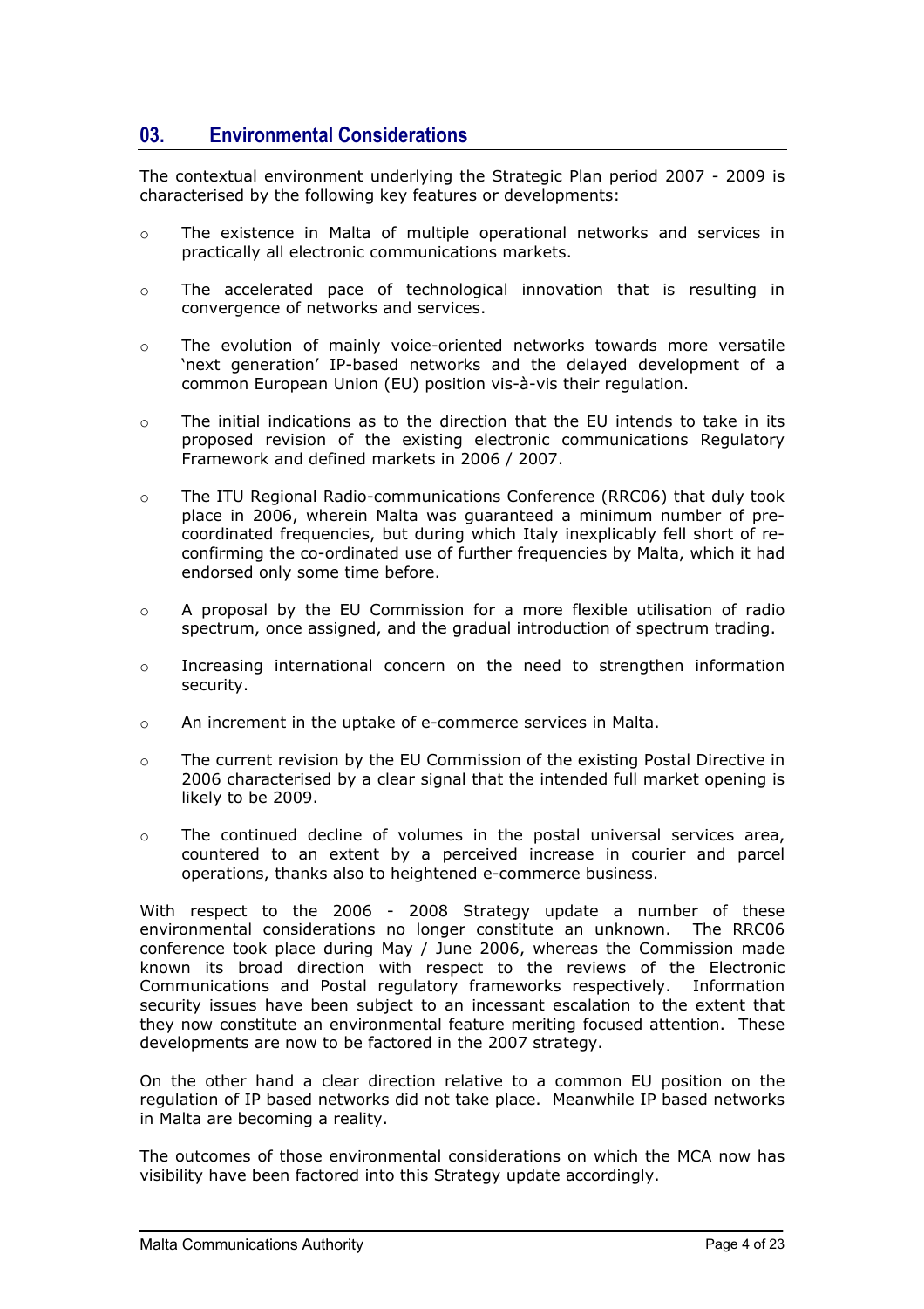## 03. Environmental Considerations

The contextual environment underlying the Strategic Plan period 2007 - 2009 is characterised by the following key features or developments:

- The existence in Malta of multiple operational networks and services in practically all electronic communications markets.
- The accelerated pace of technological innovation that is resulting in convergence of networks and services.
- The evolution of mainly voice-oriented networks towards more versatile 'next generation' IP-based networks and the delayed development of a common European Union (EU) position vis-à-vis their regulation.
- The initial indications as to the direction that the EU intends to take in its proposed revision of the existing electronic communications Regulatory Framework and defined markets in 2006 / 2007.
- The ITU Regional Radio-communications Conference (RRC06) that duly took place in 2006, wherein Malta was guaranteed a minimum number of pre-coordinated frequencies, but during which Italy inexplicably fell short of re-confirming the co-ordinated use of further frequencies by Malta, which it had endorsed only some time before.
- A proposal by the EU Commission for a more flexible utilisation of radio spectrum, once assigned, and the gradual introduction of spectrum trading.
- Increasing international concern on the need to strengthen information security.
- An increment in the uptake of e-commerce services in Malta.
- The current revision by the EU Commission of the existing Postal Directive in 2006 characterised by a clear signal that the intended full market opening is likely to be 2009.
- The continued decline of volumes in the postal universal services area, countered to an extent by a perceived increase in courier and parcel operations, thanks also to heightened e-commerce business.

With respect to the 2006 - 2008 Strategy update a number of these environmental considerations no longer constitute an unknown. The RRC06 conference took place during May / June 2006, whereas the Commission made known its broad direction with respect to the reviews of the Electronic Communications and Postal regulatory frameworks respectively. Information security issues have been subject to an incessant escalation to the extent that they now constitute an environmental feature meriting focused attention. These developments are now to be factored in the 2007 strategy.

On the other hand a clear direction relative to a common EU position on the regulation of IP based networks did not take place. Meanwhile IP based networks in Malta are becoming a reality.

The outcomes of those environmental considerations on which the MCA now has visibility have been factored into this Strategy update accordingly.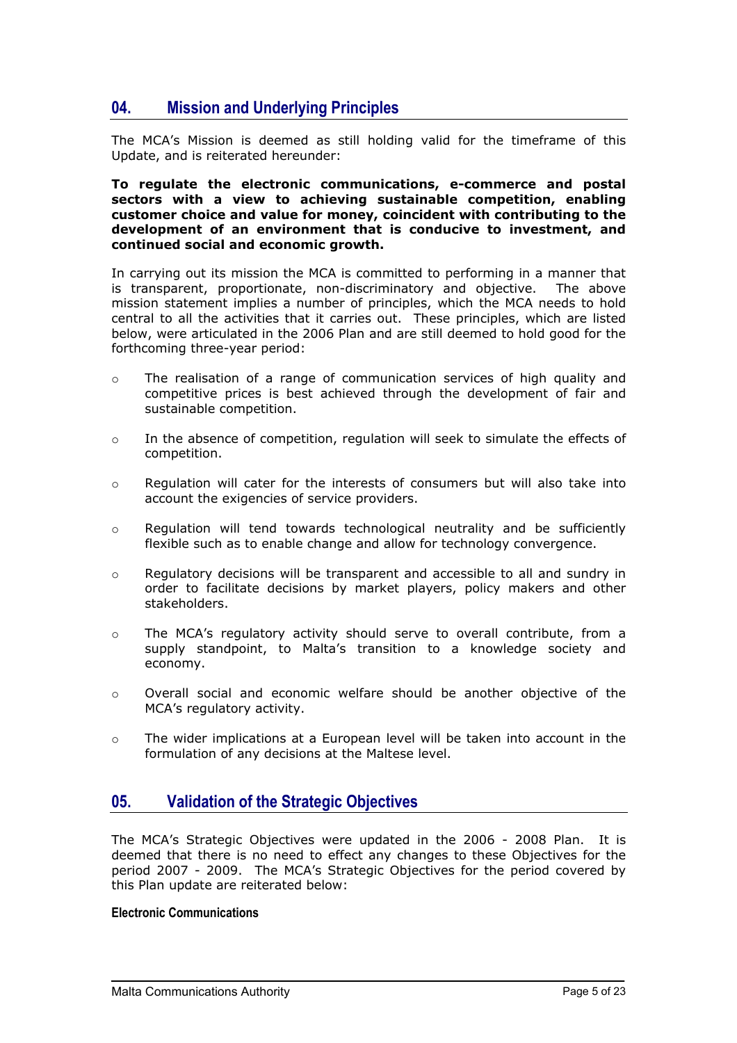## 04. Mission and Underlying Principles

The MCA's Mission is deemed as still holding valid for the timeframe of this Update, and is reiterated hereunder:

**To regulate the electronic communications, e-commerce and postal sectors with a view to achieving sustainable competition, enabling customer choice and value for money, coincident with contributing to the development of an environment that is conducive to investment, and continued social and economic growth.**

In carrying out its mission the MCA is committed to performing in a manner that is transparent, proportionate, non-discriminatory and objective. The above mission statement implies a number of principles, which the MCA needs to hold central to all the activities that it carries out. These principles, which are listed below, were articulated in the 2006 Plan and are still deemed to hold good for the forthcoming three-year period:

- The realisation of a range of communication services of high quality and competitive prices is best achieved through the development of fair and sustainable competition.
- In the absence of competition, regulation will seek to simulate the effects of competition.
- Regulation will cater for the interests of consumers but will also take into account the exigencies of service providers.
- Regulation will tend towards technological neutrality and be sufficiently flexible such as to enable change and allow for technology convergence.
- Regulatory decisions will be transparent and accessible to all and sundry in order to facilitate decisions by market players, policy makers and other stakeholders.
- The MCA's regulatory activity should serve to overall contribute, from a supply standpoint, to Malta's transition to a knowledge society and economy.
- Overall social and economic welfare should be another objective of the MCA's regulatory activity.
- The wider implications at a European level will be taken into account in the formulation of any decisions at the Maltese level.

## 05. Validation of the Strategic Objectives

The MCA's Strategic Objectives were updated in the 2006 - 2008 Plan. It is deemed that there is no need to effect any changes to these Objectives for the period 2007 - 2009. The MCA's Strategic Objectives for the period covered by this Plan update are reiterated below:

#### Electronic Communications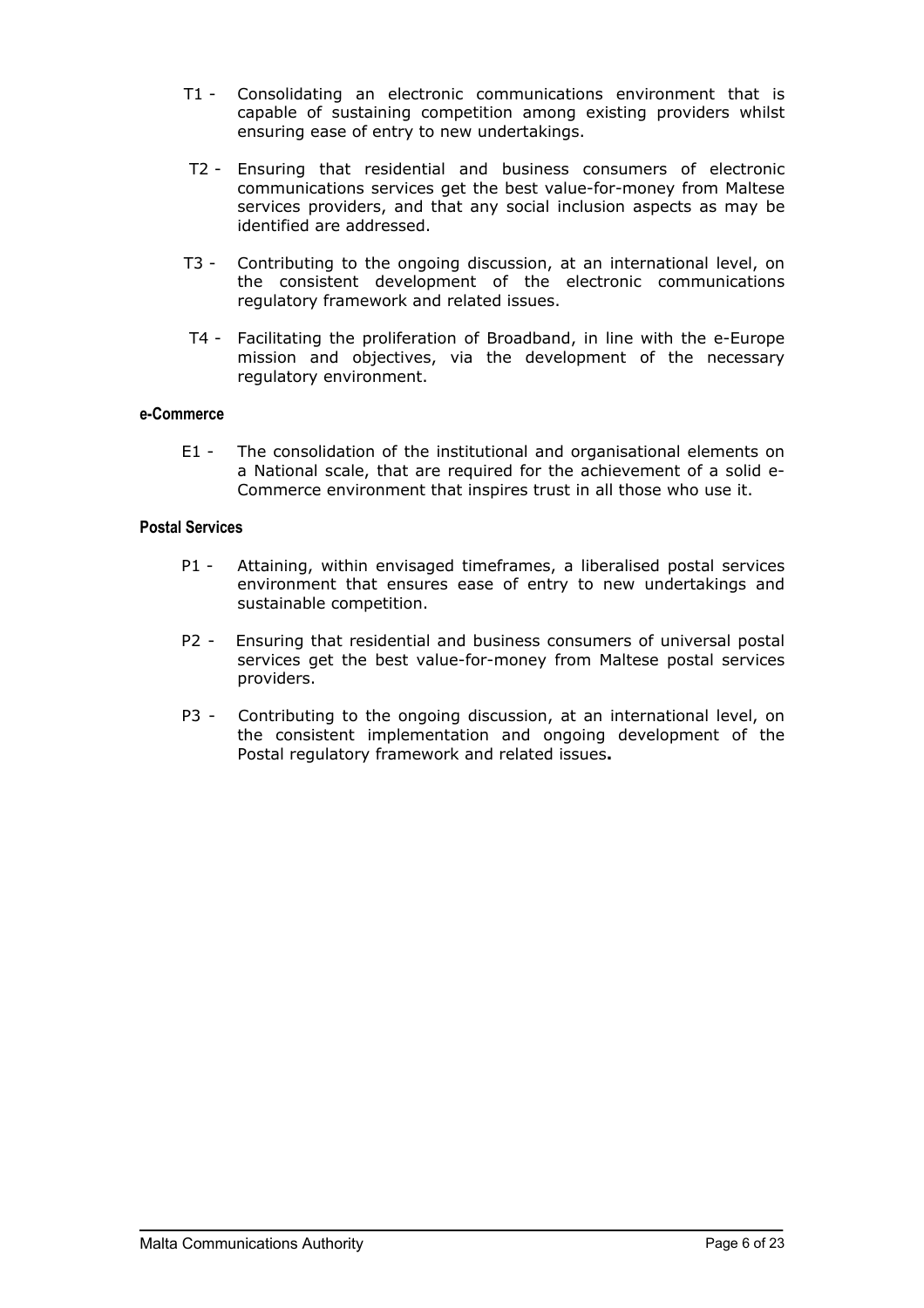T1 - Consolidating an electronic communications environment that is capable of sustaining competition among existing providers whilst ensuring ease of entry to new undertakings.

T2 - Ensuring that residential and business consumers of electronic communications services get the best value-for-money from Maltese services providers, and that any social inclusion aspects as may be identified are addressed.

T3 - Contributing to the ongoing discussion, at an international level, on the consistent development of the electronic communications regulatory framework and related issues.

T4 - Facilitating the proliferation of Broadband, in line with the e-Europe mission and objectives, via the development of the necessary regulatory environment.

#### e-Commerce

E1 - The consolidation of the institutional and organisational elements on a National scale, that are required for the achievement of a solid e-Commerce environment that inspires trust in all those who use it.

#### Postal Services

P1 - Attaining, within envisaged timeframes, a liberalised postal services environment that ensures ease of entry to new undertakings and sustainable competition.

P2 - Ensuring that residential and business consumers of universal postal services get the best value-for-money from Maltese postal services providers.

P3 - Contributing to the ongoing discussion, at an international level, on the consistent implementation and ongoing development of the Postal regulatory framework and related issues**.**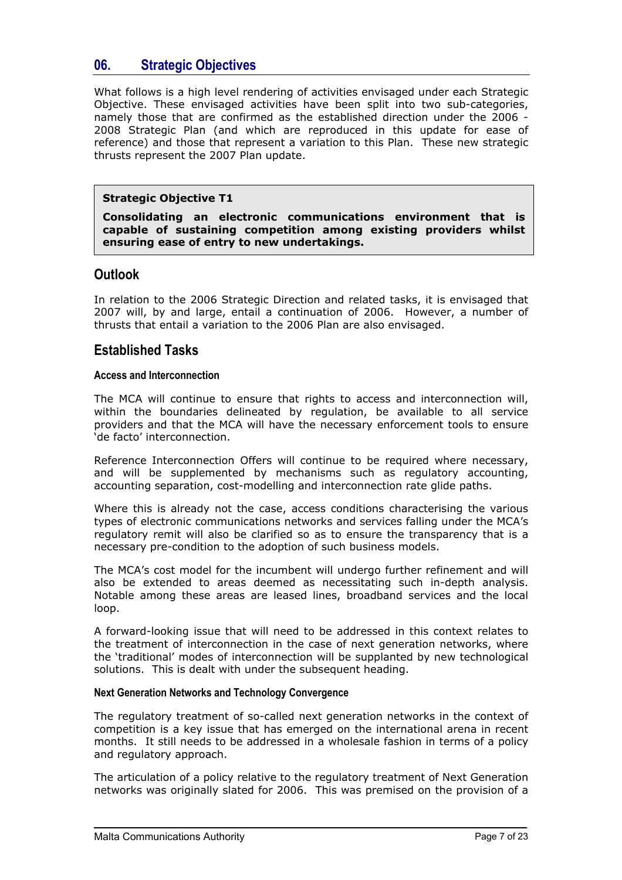## 06. Strategic Objectives

What follows is a high level rendering of activities envisaged under each Strategic Objective. These envisaged activities have been split into two sub-categories, namely those that are confirmed as the established direction under the 2006 - 2008 Strategic Plan (and which are reproduced in this update for ease of reference) and those that represent a variation to this Plan. These new strategic thrusts represent the 2007 Plan update.

> **Strategic Objective T1**
>
> **Consolidating an electronic communications environment that is capable of sustaining competition among existing providers whilst ensuring ease of entry to new undertakings.**

### Outlook

In relation to the 2006 Strategic Direction and related tasks, it is envisaged that 2007 will, by and large, entail a continuation of 2006. However, a number of thrusts that entail a variation to the 2006 Plan are also envisaged.

### Established Tasks

#### Access and Interconnection

The MCA will continue to ensure that rights to access and interconnection will, within the boundaries delineated by regulation, be available to all service providers and that the MCA will have the necessary enforcement tools to ensure 'de facto' interconnection.

Reference Interconnection Offers will continue to be required where necessary, and will be supplemented by mechanisms such as regulatory accounting, accounting separation, cost-modelling and interconnection rate glide paths.

Where this is already not the case, access conditions characterising the various types of electronic communications networks and services falling under the MCA's regulatory remit will also be clarified so as to ensure the transparency that is a necessary pre-condition to the adoption of such business models.

The MCA's cost model for the incumbent will undergo further refinement and will also be extended to areas deemed as necessitating such in-depth analysis. Notable among these areas are leased lines, broadband services and the local loop.

A forward-looking issue that will need to be addressed in this context relates to the treatment of interconnection in the case of next generation networks, where the 'traditional' modes of interconnection will be supplanted by new technological solutions. This is dealt with under the subsequent heading.

#### Next Generation Networks and Technology Convergence

The regulatory treatment of so-called next generation networks in the context of competition is a key issue that has emerged on the international arena in recent months. It still needs to be addressed in a wholesale fashion in terms of a policy and regulatory approach.

The articulation of a policy relative to the regulatory treatment of Next Generation networks was originally slated for 2006. This was premised on the provision of a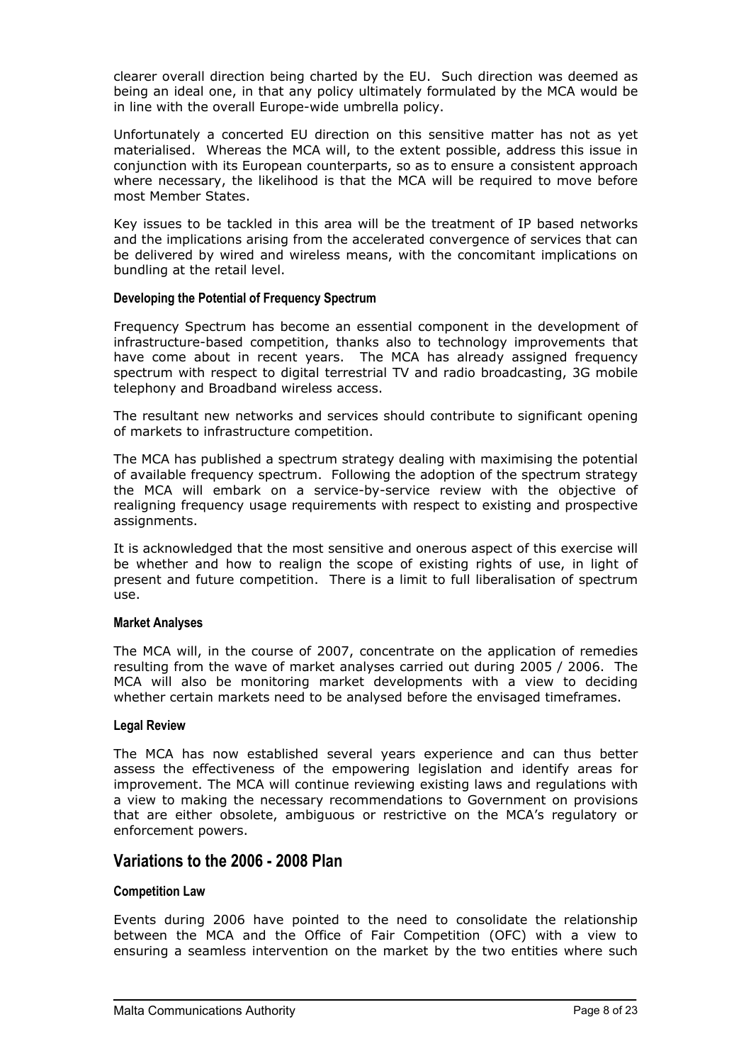clearer overall direction being charted by the EU. Such direction was deemed as being an ideal one, in that any policy ultimately formulated by the MCA would be in line with the overall Europe-wide umbrella policy.

Unfortunately a concerted EU direction on this sensitive matter has not as yet materialised. Whereas the MCA will, to the extent possible, address this issue in conjunction with its European counterparts, so as to ensure a consistent approach where necessary, the likelihood is that the MCA will be required to move before most Member States.

Key issues to be tackled in this area will be the treatment of IP based networks and the implications arising from the accelerated convergence of services that can be delivered by wired and wireless means, with the concomitant implications on bundling at the retail level.

#### Developing the Potential of Frequency Spectrum

Frequency Spectrum has become an essential component in the development of infrastructure-based competition, thanks also to technology improvements that have come about in recent years. The MCA has already assigned frequency spectrum with respect to digital terrestrial TV and radio broadcasting, 3G mobile telephony and Broadband wireless access.

The resultant new networks and services should contribute to significant opening of markets to infrastructure competition.

The MCA has published a spectrum strategy dealing with maximising the potential of available frequency spectrum. Following the adoption of the spectrum strategy the MCA will embark on a service-by-service review with the objective of realigning frequency usage requirements with respect to existing and prospective assignments.

It is acknowledged that the most sensitive and onerous aspect of this exercise will be whether and how to realign the scope of existing rights of use, in light of present and future competition. There is a limit to full liberalisation of spectrum use.

#### Market Analyses

The MCA will, in the course of 2007, concentrate on the application of remedies resulting from the wave of market analyses carried out during 2005 / 2006. The MCA will also be monitoring market developments with a view to deciding whether certain markets need to be analysed before the envisaged timeframes.

#### Legal Review

The MCA has now established several years experience and can thus better assess the effectiveness of the empowering legislation and identify areas for improvement. The MCA will continue reviewing existing laws and regulations with a view to making the necessary recommendations to Government on provisions that are either obsolete, ambiguous or restrictive on the MCA's regulatory or enforcement powers.

## Variations to the 2006 - 2008 Plan

#### Competition Law

Events during 2006 have pointed to the need to consolidate the relationship between the MCA and the Office of Fair Competition (OFC) with a view to ensuring a seamless intervention on the market by the two entities where such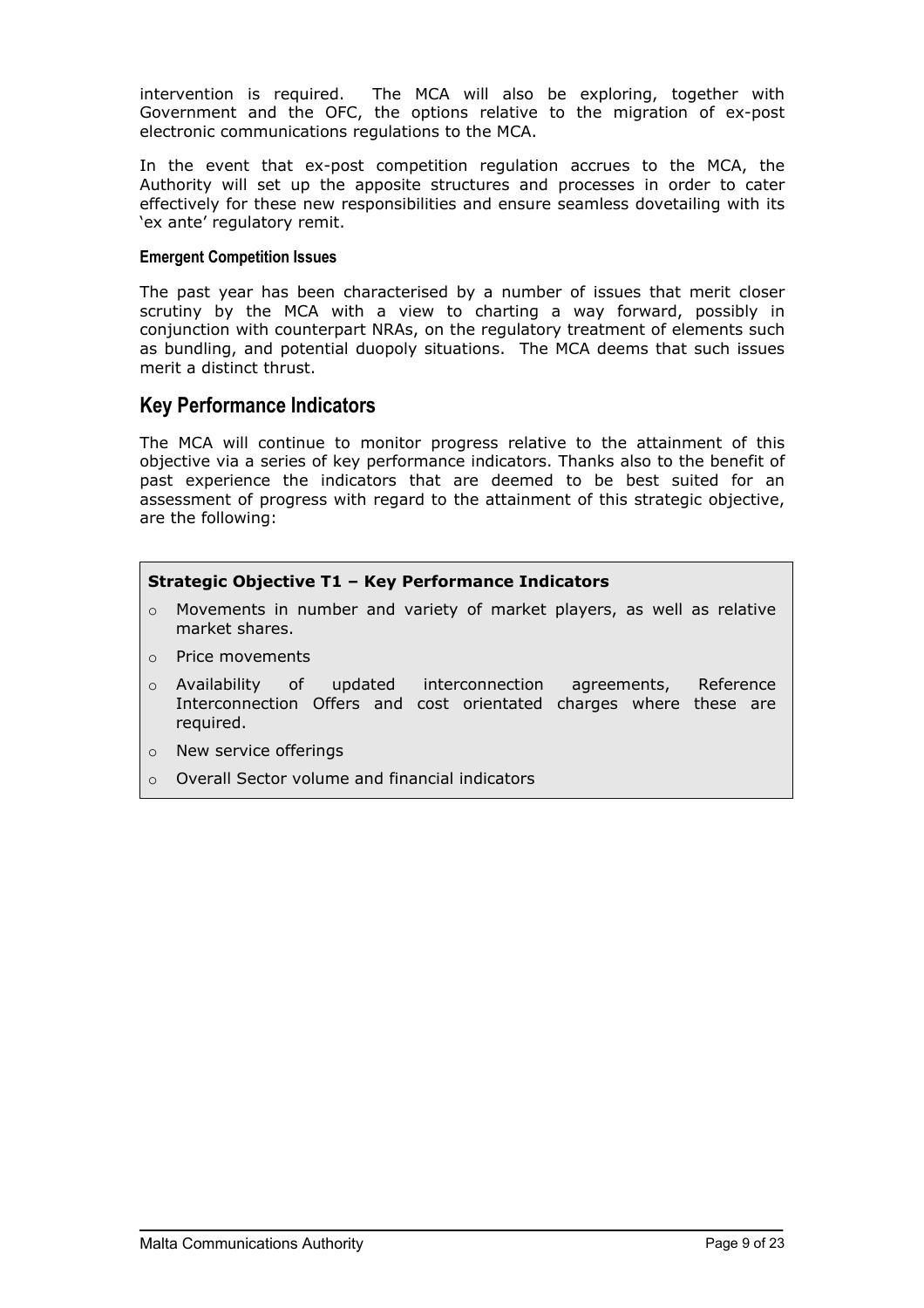intervention is required. The MCA will also be exploring, together with Government and the OFC, the options relative to the migration of ex-post electronic communications regulations to the MCA.

In the event that ex-post competition regulation accrues to the MCA, the Authority will set up the apposite structures and processes in order to cater effectively for these new responsibilities and ensure seamless dovetailing with its 'ex ante' regulatory remit.

#### Emergent Competition Issues

The past year has been characterised by a number of issues that merit closer scrutiny by the MCA with a view to charting a way forward, possibly in conjunction with counterpart NRAs, on the regulatory treatment of elements such as bundling, and potential duopoly situations. The MCA deems that such issues merit a distinct thrust.

## Key Performance Indicators

The MCA will continue to monitor progress relative to the attainment of this objective via a series of key performance indicators. Thanks also to the benefit of past experience the indicators that are deemed to be best suited for an assessment of progress with regard to the attainment of this strategic objective, are the following:

**Strategic Objective T1 – Key Performance Indicators**

- Movements in number and variety of market players, as well as relative market shares.
- Price movements
- Availability of updated interconnection agreements, Reference Interconnection Offers and cost orientated charges where these are required.
- New service offerings
- Overall Sector volume and financial indicators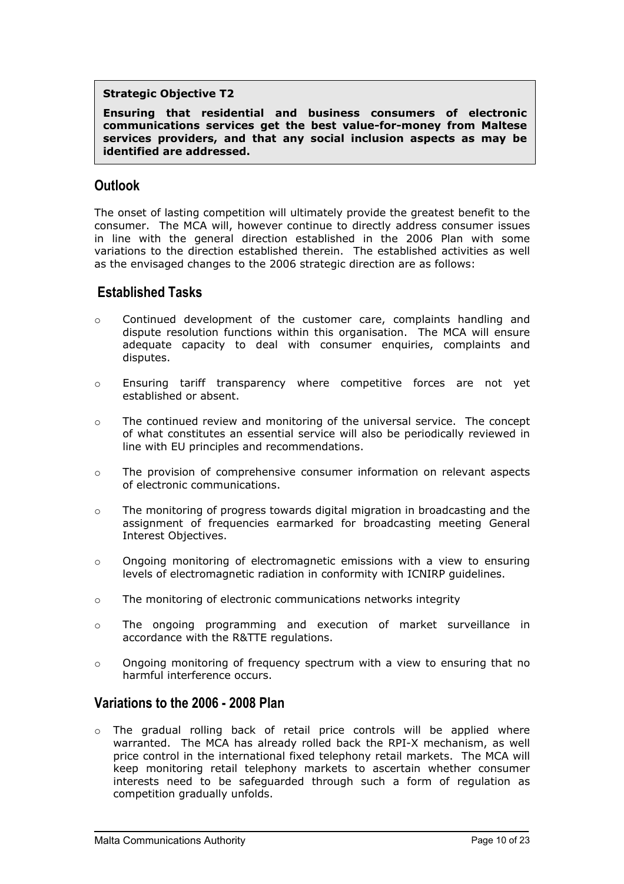**Strategic Objective T2**

**Ensuring that residential and business consumers of electronic communications services get the best value-for-money from Maltese services providers, and that any social inclusion aspects as may be identified are addressed.**

## Outlook

The onset of lasting competition will ultimately provide the greatest benefit to the consumer. The MCA will, however continue to directly address consumer issues in line with the general direction established in the 2006 Plan with some variations to the direction established therein. The established activities as well as the envisaged changes to the 2006 strategic direction are as follows:

## Established Tasks

- Continued development of the customer care, complaints handling and dispute resolution functions within this organisation. The MCA will ensure adequate capacity to deal with consumer enquiries, complaints and disputes.
- Ensuring tariff transparency where competitive forces are not yet established or absent.
- The continued review and monitoring of the universal service. The concept of what constitutes an essential service will also be periodically reviewed in line with EU principles and recommendations.
- The provision of comprehensive consumer information on relevant aspects of electronic communications.
- The monitoring of progress towards digital migration in broadcasting and the assignment of frequencies earmarked for broadcasting meeting General Interest Objectives.
- Ongoing monitoring of electromagnetic emissions with a view to ensuring levels of electromagnetic radiation in conformity with ICNIRP guidelines.
- The monitoring of electronic communications networks integrity
- The ongoing programming and execution of market surveillance in accordance with the R&TTE regulations.
- Ongoing monitoring of frequency spectrum with a view to ensuring that no harmful interference occurs.

## Variations to the 2006 - 2008 Plan

- The gradual rolling back of retail price controls will be applied where warranted. The MCA has already rolled back the RPI-X mechanism, as well price control in the international fixed telephony retail markets. The MCA will keep monitoring retail telephony markets to ascertain whether consumer interests need to be safeguarded through such a form of regulation as competition gradually unfolds.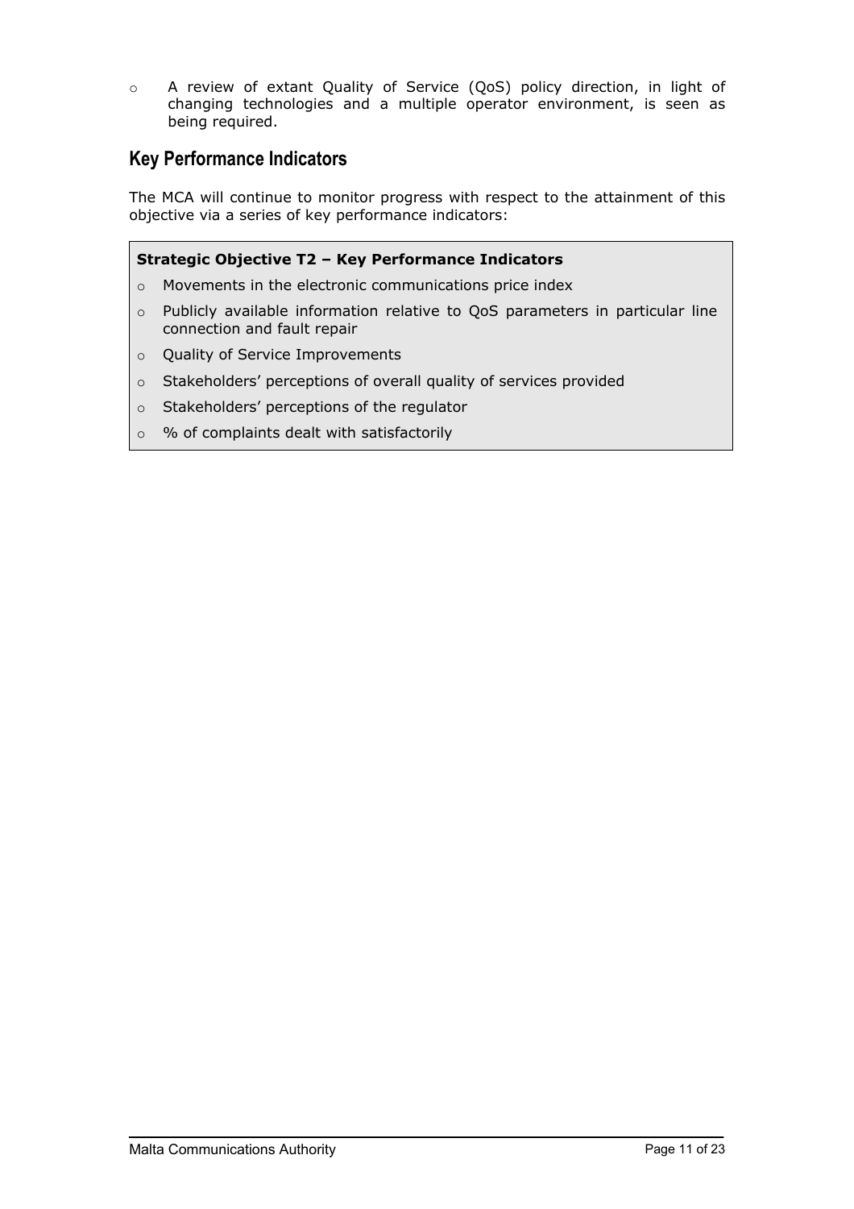- A review of extant Quality of Service (QoS) policy direction, in light of changing technologies and a multiple operator environment, is seen as being required.

## Key Performance Indicators

The MCA will continue to monitor progress with respect to the attainment of this objective via a series of key performance indicators:

**Strategic Objective T2 – Key Performance Indicators**

- Movements in the electronic communications price index
- Publicly available information relative to QoS parameters in particular line connection and fault repair
- Quality of Service Improvements
- Stakeholders' perceptions of overall quality of services provided
- Stakeholders' perceptions of the regulator
- % of complaints dealt with satisfactorily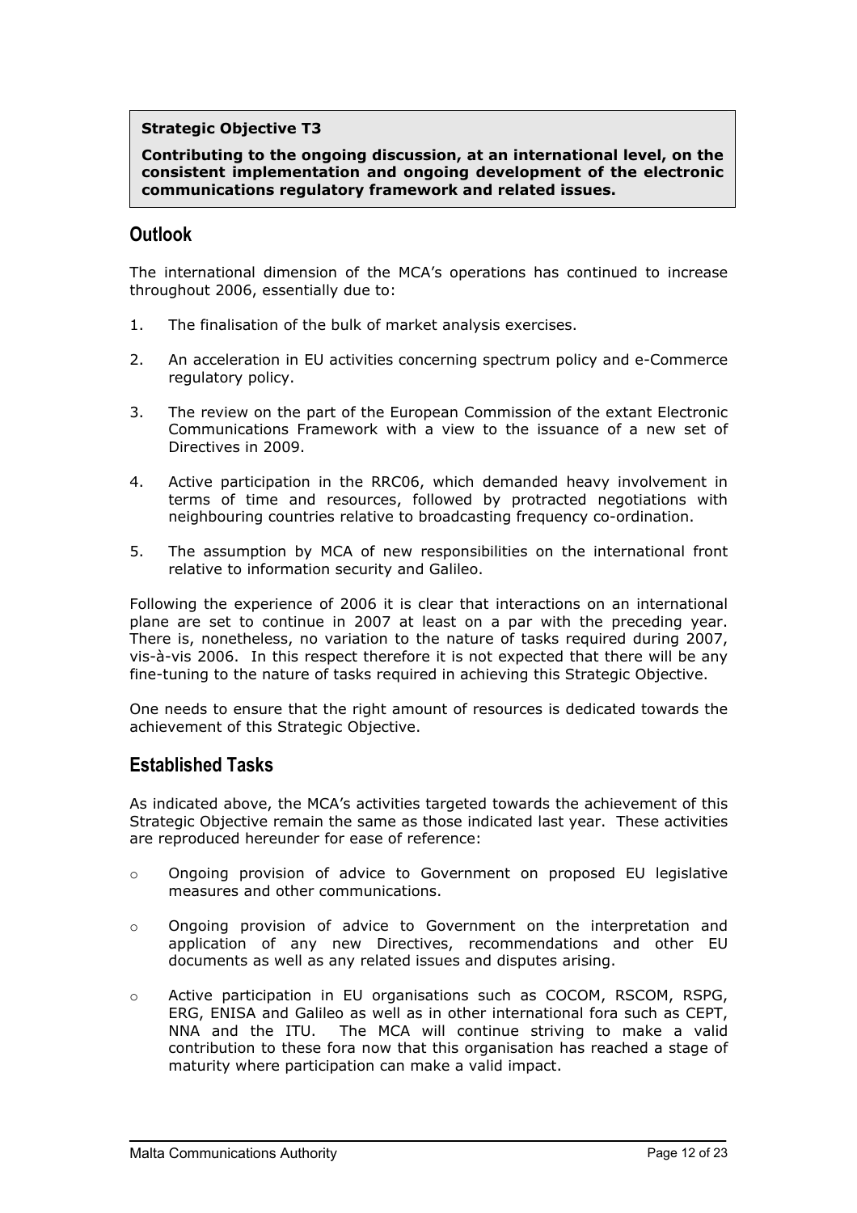**Strategic Objective T3**

**Contributing to the ongoing discussion, at an international level, on the consistent implementation and ongoing development of the electronic communications regulatory framework and related issues.**

## Outlook

The international dimension of the MCA's operations has continued to increase throughout 2006, essentially due to:

1. The finalisation of the bulk of market analysis exercises.
2. An acceleration in EU activities concerning spectrum policy and e-Commerce regulatory policy.
3. The review on the part of the European Commission of the extant Electronic Communications Framework with a view to the issuance of a new set of Directives in 2009.
4. Active participation in the RRC06, which demanded heavy involvement in terms of time and resources, followed by protracted negotiations with neighbouring countries relative to broadcasting frequency co-ordination.
5. The assumption by MCA of new responsibilities on the international front relative to information security and Galileo.

Following the experience of 2006 it is clear that interactions on an international plane are set to continue in 2007 at least on a par with the preceding year. There is, nonetheless, no variation to the nature of tasks required during 2007, vis-à-vis 2006. In this respect therefore it is not expected that there will be any fine-tuning to the nature of tasks required in achieving this Strategic Objective.

One needs to ensure that the right amount of resources is dedicated towards the achievement of this Strategic Objective.

## Established Tasks

As indicated above, the MCA's activities targeted towards the achievement of this Strategic Objective remain the same as those indicated last year. These activities are reproduced hereunder for ease of reference:

- Ongoing provision of advice to Government on proposed EU legislative measures and other communications.
- Ongoing provision of advice to Government on the interpretation and application of any new Directives, recommendations and other EU documents as well as any related issues and disputes arising.
- Active participation in EU organisations such as COCOM, RSCOM, RSPG, ERG, ENISA and Galileo as well as in other international fora such as CEPT, NNA and the ITU. The MCA will continue striving to make a valid contribution to these fora now that this organisation has reached a stage of maturity where participation can make a valid impact.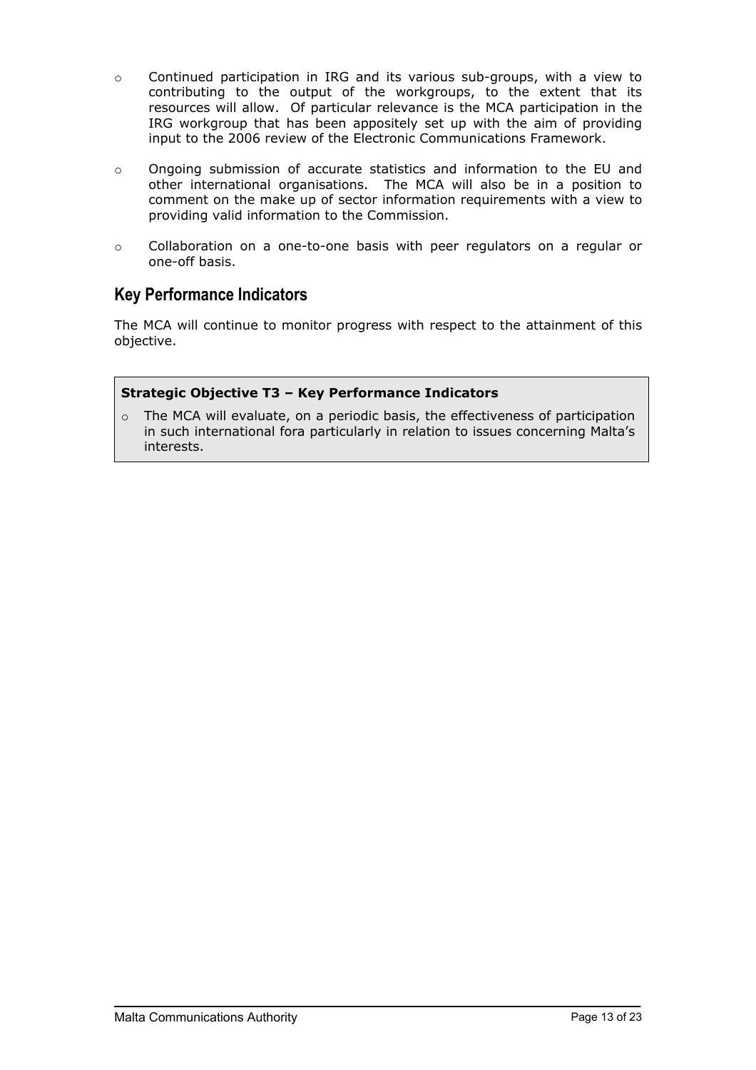- Continued participation in IRG and its various sub-groups, with a view to contributing to the output of the workgroups, to the extent that its resources will allow. Of particular relevance is the MCA participation in the IRG workgroup that has been appositely set up with the aim of providing input to the 2006 review of the Electronic Communications Framework.

- Ongoing submission of accurate statistics and information to the EU and other international organisations. The MCA will also be in a position to comment on the make up of sector information requirements with a view to providing valid information to the Commission.

- Collaboration on a one-to-one basis with peer regulators on a regular or one-off basis.

## Key Performance Indicators

The MCA will continue to monitor progress with respect to the attainment of this objective.

**Strategic Objective T3 – Key Performance Indicators**

- The MCA will evaluate, on a periodic basis, the effectiveness of participation in such international fora particularly in relation to issues concerning Malta's interests.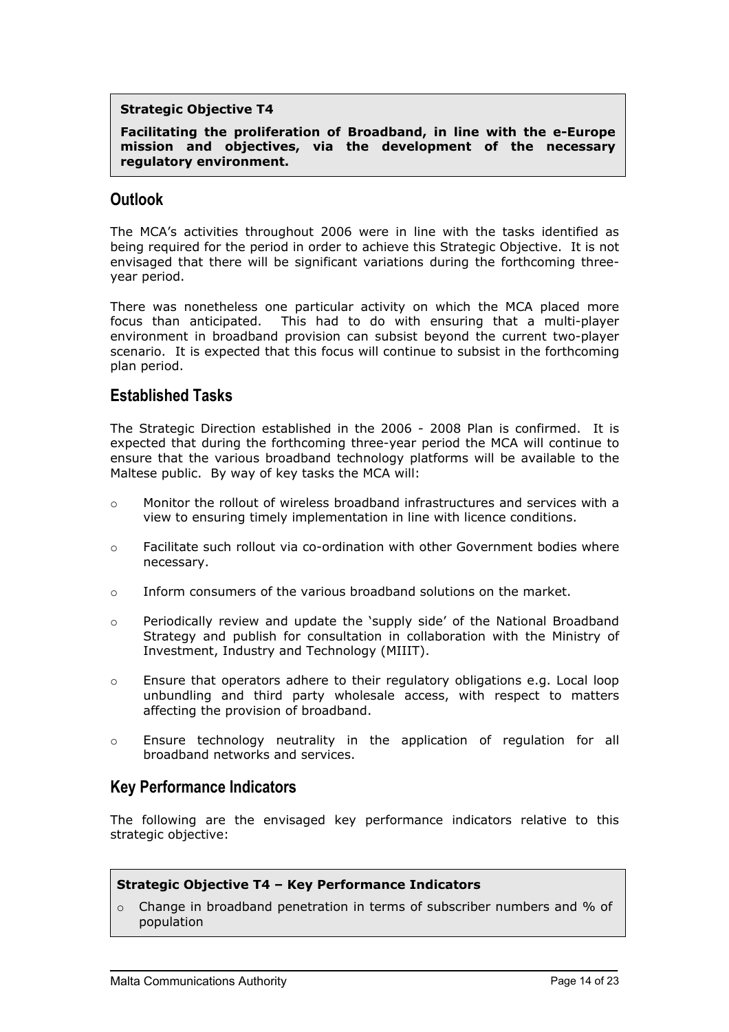**Strategic Objective T4**

**Facilitating the proliferation of Broadband, in line with the e-Europe mission and objectives, via the development of the necessary regulatory environment.**

## Outlook

The MCA's activities throughout 2006 were in line with the tasks identified as being required for the period in order to achieve this Strategic Objective. It is not envisaged that there will be significant variations during the forthcoming three-year period.

There was nonetheless one particular activity on which the MCA placed more focus than anticipated. This had to do with ensuring that a multi-player environment in broadband provision can subsist beyond the current two-player scenario. It is expected that this focus will continue to subsist in the forthcoming plan period.

## Established Tasks

The Strategic Direction established in the 2006 - 2008 Plan is confirmed. It is expected that during the forthcoming three-year period the MCA will continue to ensure that the various broadband technology platforms will be available to the Maltese public. By way of key tasks the MCA will:

- Monitor the rollout of wireless broadband infrastructures and services with a view to ensuring timely implementation in line with licence conditions.
- Facilitate such rollout via co-ordination with other Government bodies where necessary.
- Inform consumers of the various broadband solutions on the market.
- Periodically review and update the 'supply side' of the National Broadband Strategy and publish for consultation in collaboration with the Ministry of Investment, Industry and Technology (MIIIT).
- Ensure that operators adhere to their regulatory obligations e.g. Local loop unbundling and third party wholesale access, with respect to matters affecting the provision of broadband.
- Ensure technology neutrality in the application of regulation for all broadband networks and services.

## Key Performance Indicators

The following are the envisaged key performance indicators relative to this strategic objective:

**Strategic Objective T4 – Key Performance Indicators**

- Change in broadband penetration in terms of subscriber numbers and % of population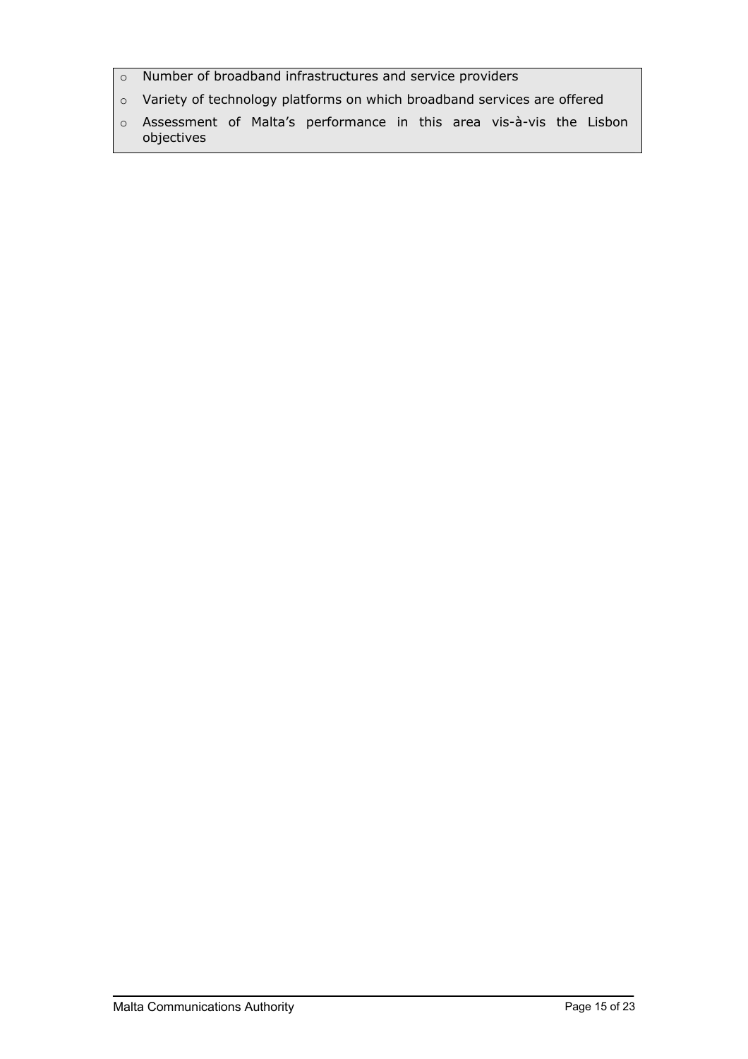- Number of broadband infrastructures and service providers
- Variety of technology platforms on which broadband services are offered
- Assessment of Malta's performance in this area vis-à-vis the Lisbon objectives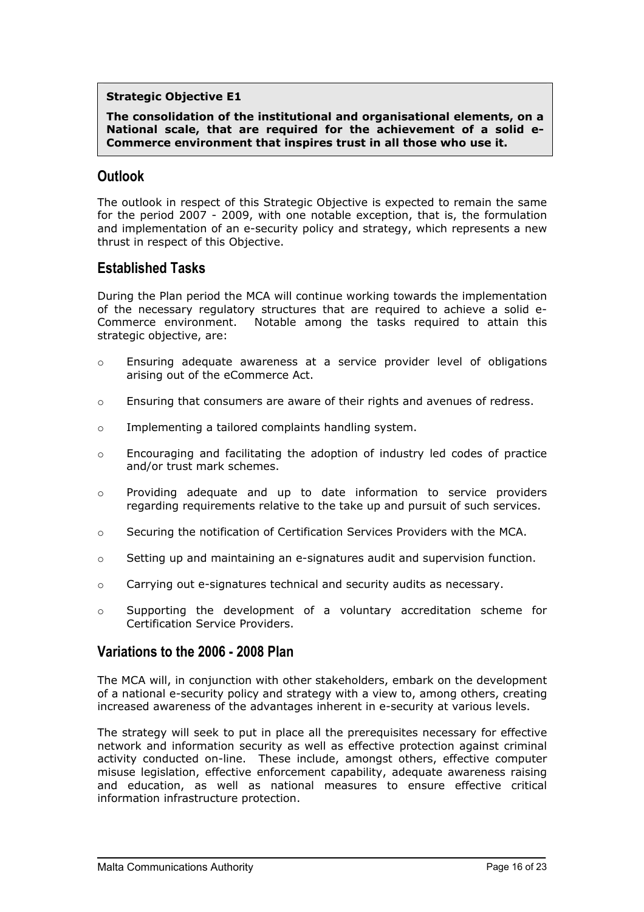**Strategic Objective E1**

**The consolidation of the institutional and organisational elements, on a National scale, that are required for the achievement of a solid e-Commerce environment that inspires trust in all those who use it.**

## Outlook

The outlook in respect of this Strategic Objective is expected to remain the same for the period 2007 - 2009, with one notable exception, that is, the formulation and implementation of an e-security policy and strategy, which represents a new thrust in respect of this Objective.

## Established Tasks

During the Plan period the MCA will continue working towards the implementation of the necessary regulatory structures that are required to achieve a solid e-Commerce environment. Notable among the tasks required to attain this strategic objective, are:

- Ensuring adequate awareness at a service provider level of obligations arising out of the eCommerce Act.
- Ensuring that consumers are aware of their rights and avenues of redress.
- Implementing a tailored complaints handling system.
- Encouraging and facilitating the adoption of industry led codes of practice and/or trust mark schemes.
- Providing adequate and up to date information to service providers regarding requirements relative to the take up and pursuit of such services.
- Securing the notification of Certification Services Providers with the MCA.
- Setting up and maintaining an e-signatures audit and supervision function.
- Carrying out e-signatures technical and security audits as necessary.
- Supporting the development of a voluntary accreditation scheme for Certification Service Providers.

## Variations to the 2006 - 2008 Plan

The MCA will, in conjunction with other stakeholders, embark on the development of a national e-security policy and strategy with a view to, among others, creating increased awareness of the advantages inherent in e-security at various levels.

The strategy will seek to put in place all the prerequisites necessary for effective network and information security as well as effective protection against criminal activity conducted on-line. These include, amongst others, effective computer misuse legislation, effective enforcement capability, adequate awareness raising and education, as well as national measures to ensure effective critical information infrastructure protection.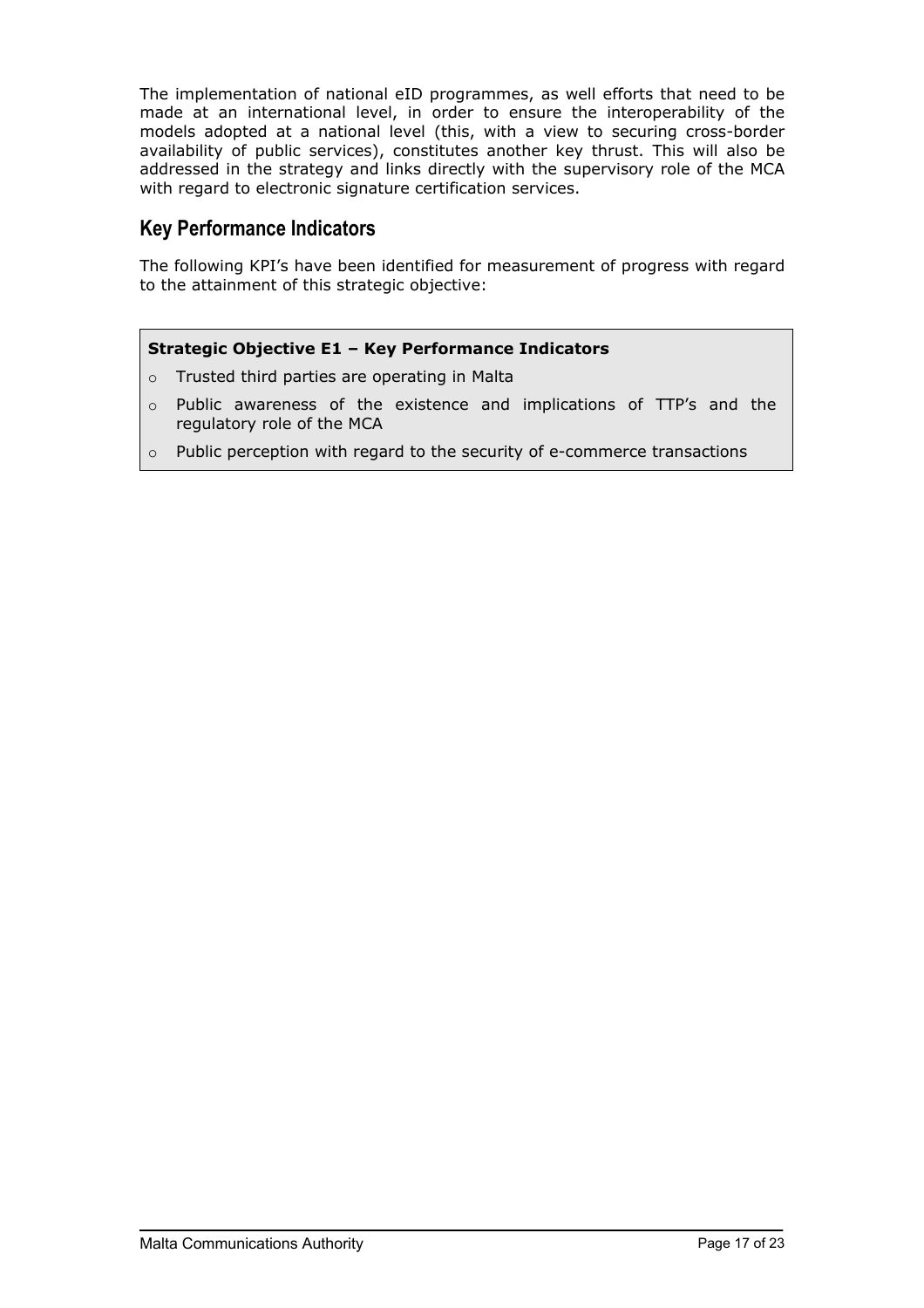The implementation of national eID programmes, as well efforts that need to be made at an international level, in order to ensure the interoperability of the models adopted at a national level (this, with a view to securing cross-border availability of public services), constitutes another key thrust. This will also be addressed in the strategy and links directly with the supervisory role of the MCA with regard to electronic signature certification services.

## Key Performance Indicators

The following KPI's have been identified for measurement of progress with regard to the attainment of this strategic objective:

**Strategic Objective E1 – Key Performance Indicators**

- Trusted third parties are operating in Malta
- Public awareness of the existence and implications of TTP's and the regulatory role of the MCA
- Public perception with regard to the security of e-commerce transactions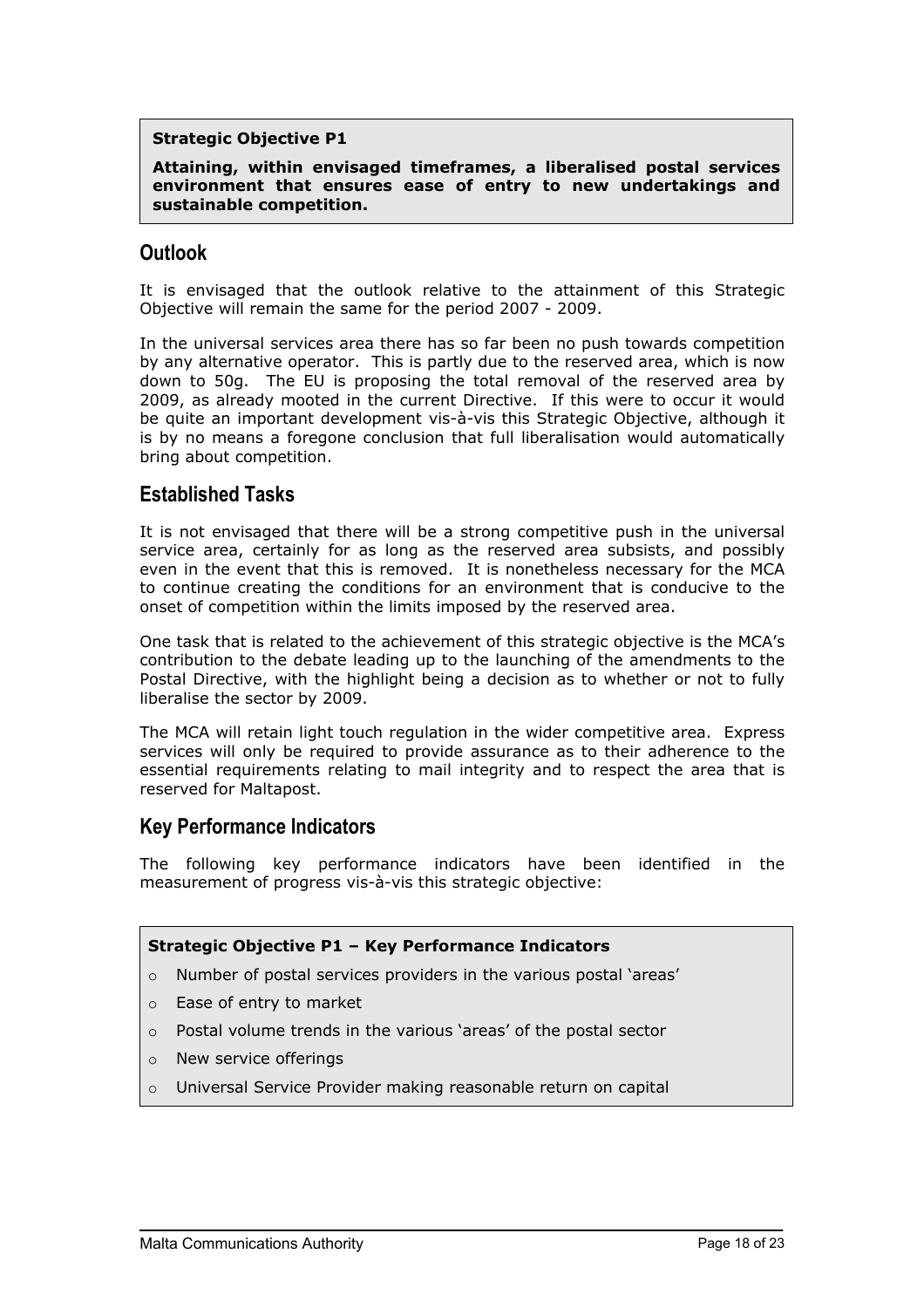**Strategic Objective P1**

**Attaining, within envisaged timeframes, a liberalised postal services environment that ensures ease of entry to new undertakings and sustainable competition.**

## Outlook

It is envisaged that the outlook relative to the attainment of this Strategic Objective will remain the same for the period 2007 - 2009.

In the universal services area there has so far been no push towards competition by any alternative operator. This is partly due to the reserved area, which is now down to 50g. The EU is proposing the total removal of the reserved area by 2009, as already mooted in the current Directive. If this were to occur it would be quite an important development vis-à-vis this Strategic Objective, although it is by no means a foregone conclusion that full liberalisation would automatically bring about competition.

## Established Tasks

It is not envisaged that there will be a strong competitive push in the universal service area, certainly for as long as the reserved area subsists, and possibly even in the event that this is removed. It is nonetheless necessary for the MCA to continue creating the conditions for an environment that is conducive to the onset of competition within the limits imposed by the reserved area.

One task that is related to the achievement of this strategic objective is the MCA's contribution to the debate leading up to the launching of the amendments to the Postal Directive, with the highlight being a decision as to whether or not to fully liberalise the sector by 2009.

The MCA will retain light touch regulation in the wider competitive area. Express services will only be required to provide assurance as to their adherence to the essential requirements relating to mail integrity and to respect the area that is reserved for Maltapost.

## Key Performance Indicators

The following key performance indicators have been identified in the measurement of progress vis-à-vis this strategic objective:

**Strategic Objective P1 – Key Performance Indicators**

- Number of postal services providers in the various postal 'areas'
- Ease of entry to market
- Postal volume trends in the various 'areas' of the postal sector
- New service offerings
- Universal Service Provider making reasonable return on capital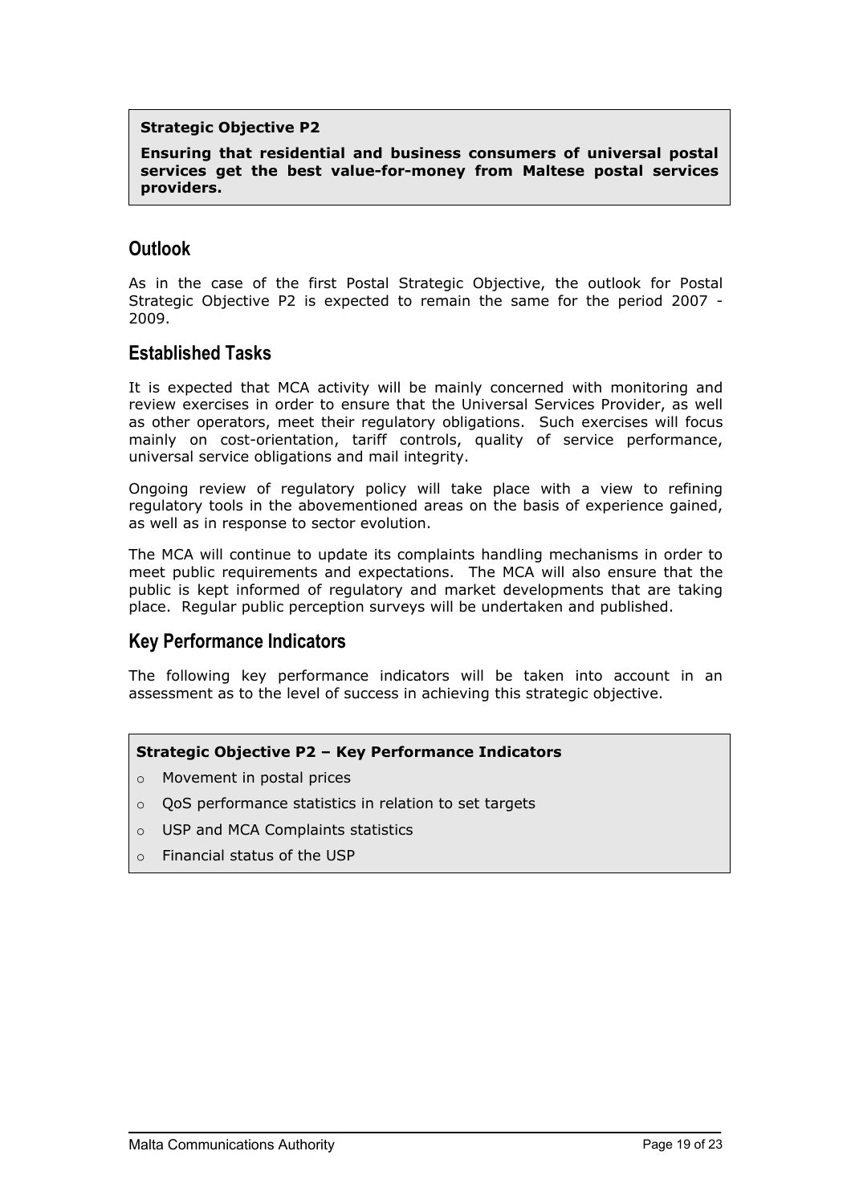**Strategic Objective P2**

**Ensuring that residential and business consumers of universal postal services get the best value-for-money from Maltese postal services providers.**

## Outlook

As in the case of the first Postal Strategic Objective, the outlook for Postal Strategic Objective P2 is expected to remain the same for the period 2007 - 2009.

## Established Tasks

It is expected that MCA activity will be mainly concerned with monitoring and review exercises in order to ensure that the Universal Services Provider, as well as other operators, meet their regulatory obligations. Such exercises will focus mainly on cost-orientation, tariff controls, quality of service performance, universal service obligations and mail integrity.

Ongoing review of regulatory policy will take place with a view to refining regulatory tools in the abovementioned areas on the basis of experience gained, as well as in response to sector evolution.

The MCA will continue to update its complaints handling mechanisms in order to meet public requirements and expectations. The MCA will also ensure that the public is kept informed of regulatory and market developments that are taking place. Regular public perception surveys will be undertaken and published.

## Key Performance Indicators

The following key performance indicators will be taken into account in an assessment as to the level of success in achieving this strategic objective.

**Strategic Objective P2 – Key Performance Indicators**

- Movement in postal prices
- QoS performance statistics in relation to set targets
- USP and MCA Complaints statistics
- Financial status of the USP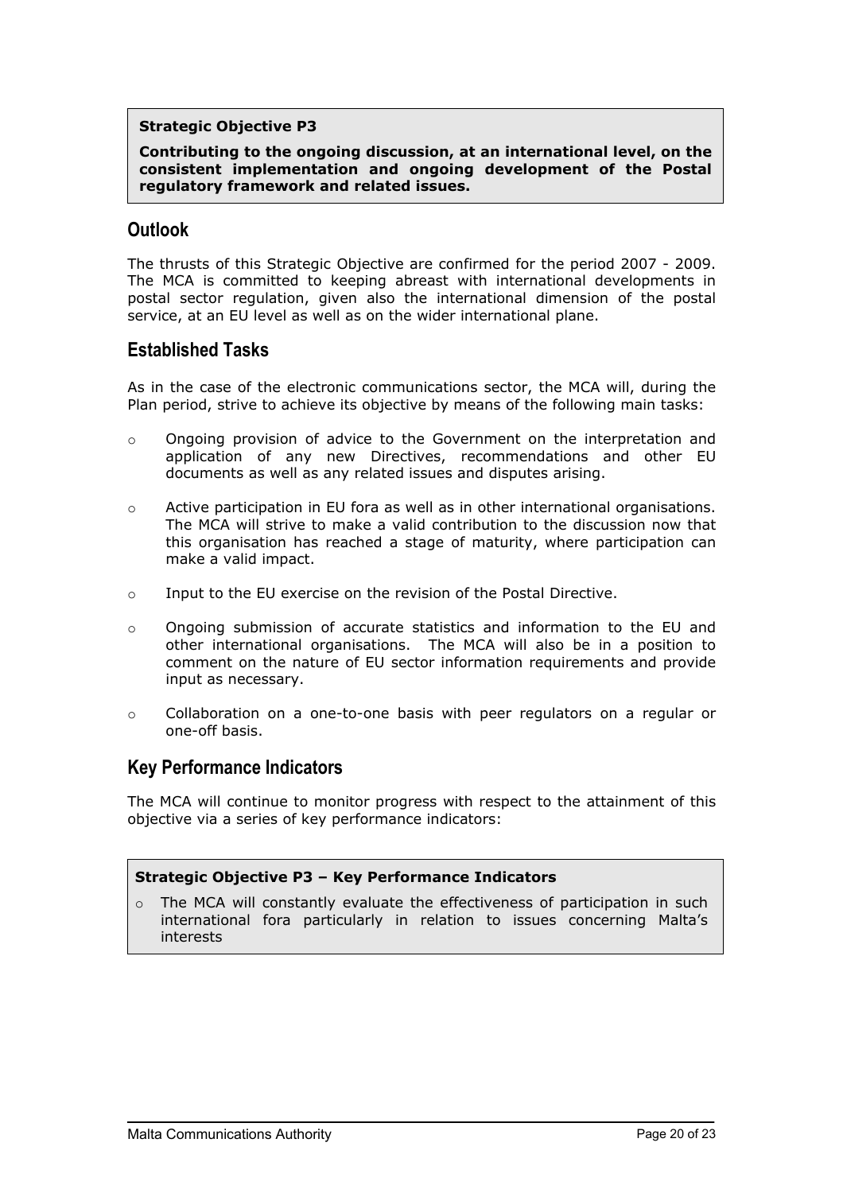**Strategic Objective P3**

**Contributing to the ongoing discussion, at an international level, on the consistent implementation and ongoing development of the Postal regulatory framework and related issues.**

## Outlook

The thrusts of this Strategic Objective are confirmed for the period 2007 - 2009. The MCA is committed to keeping abreast with international developments in postal sector regulation, given also the international dimension of the postal service, at an EU level as well as on the wider international plane.

## Established Tasks

As in the case of the electronic communications sector, the MCA will, during the Plan period, strive to achieve its objective by means of the following main tasks:

- Ongoing provision of advice to the Government on the interpretation and application of any new Directives, recommendations and other EU documents as well as any related issues and disputes arising.
- Active participation in EU fora as well as in other international organisations. The MCA will strive to make a valid contribution to the discussion now that this organisation has reached a stage of maturity, where participation can make a valid impact.
- Input to the EU exercise on the revision of the Postal Directive.
- Ongoing submission of accurate statistics and information to the EU and other international organisations. The MCA will also be in a position to comment on the nature of EU sector information requirements and provide input as necessary.
- Collaboration on a one-to-one basis with peer regulators on a regular or one-off basis.

## Key Performance Indicators

The MCA will continue to monitor progress with respect to the attainment of this objective via a series of key performance indicators:

**Strategic Objective P3 – Key Performance Indicators**

- The MCA will constantly evaluate the effectiveness of participation in such international fora particularly in relation to issues concerning Malta's interests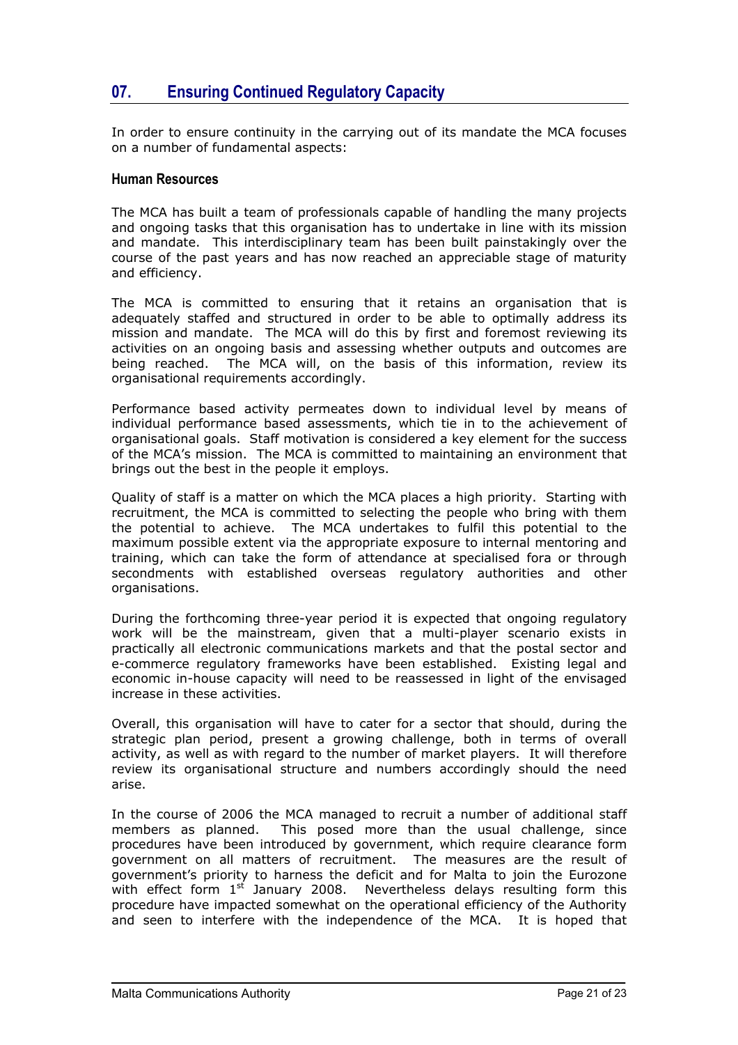# 07. Ensuring Continued Regulatory Capacity

In order to ensure continuity in the carrying out of its mandate the MCA focuses on a number of fundamental aspects:

### Human Resources

The MCA has built a team of professionals capable of handling the many projects and ongoing tasks that this organisation has to undertake in line with its mission and mandate. This interdisciplinary team has been built painstakingly over the course of the past years and has now reached an appreciable stage of maturity and efficiency.

The MCA is committed to ensuring that it retains an organisation that is adequately staffed and structured in order to be able to optimally address its mission and mandate. The MCA will do this by first and foremost reviewing its activities on an ongoing basis and assessing whether outputs and outcomes are being reached. The MCA will, on the basis of this information, review its organisational requirements accordingly.

Performance based activity permeates down to individual level by means of individual performance based assessments, which tie in to the achievement of organisational goals. Staff motivation is considered a key element for the success of the MCA's mission. The MCA is committed to maintaining an environment that brings out the best in the people it employs.

Quality of staff is a matter on which the MCA places a high priority. Starting with recruitment, the MCA is committed to selecting the people who bring with them the potential to achieve. The MCA undertakes to fulfil this potential to the maximum possible extent via the appropriate exposure to internal mentoring and training, which can take the form of attendance at specialised fora or through secondments with established overseas regulatory authorities and other organisations.

During the forthcoming three-year period it is expected that ongoing regulatory work will be the mainstream, given that a multi-player scenario exists in practically all electronic communications markets and that the postal sector and e-commerce regulatory frameworks have been established. Existing legal and economic in-house capacity will need to be reassessed in light of the envisaged increase in these activities.

Overall, this organisation will have to cater for a sector that should, during the strategic plan period, present a growing challenge, both in terms of overall activity, as well as with regard to the number of market players. It will therefore review its organisational structure and numbers accordingly should the need arise.

In the course of 2006 the MCA managed to recruit a number of additional staff members as planned. This posed more than the usual challenge, since procedures have been introduced by government, which require clearance form government on all matters of recruitment. The measures are the result of government's priority to harness the deficit and for Malta to join the Eurozone with effect form 1st January 2008. Nevertheless delays resulting form this procedure have impacted somewhat on the operational efficiency of the Authority and seen to interfere with the independence of the MCA. It is hoped that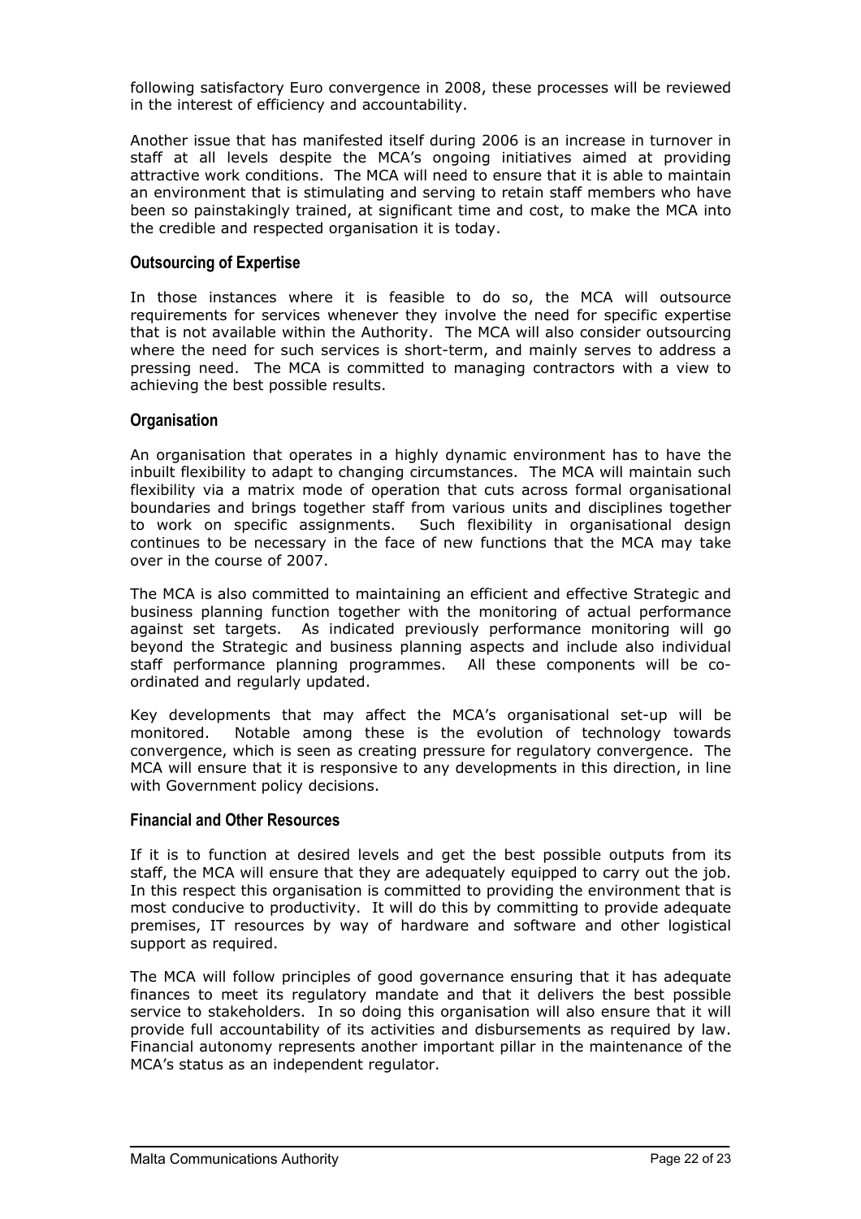following satisfactory Euro convergence in 2008, these processes will be reviewed in the interest of efficiency and accountability.

Another issue that has manifested itself during 2006 is an increase in turnover in staff at all levels despite the MCA's ongoing initiatives aimed at providing attractive work conditions. The MCA will need to ensure that it is able to maintain an environment that is stimulating and serving to retain staff members who have been so painstakingly trained, at significant time and cost, to make the MCA into the credible and respected organisation it is today.

### Outsourcing of Expertise

In those instances where it is feasible to do so, the MCA will outsource requirements for services whenever they involve the need for specific expertise that is not available within the Authority. The MCA will also consider outsourcing where the need for such services is short-term, and mainly serves to address a pressing need. The MCA is committed to managing contractors with a view to achieving the best possible results.

### Organisation

An organisation that operates in a highly dynamic environment has to have the inbuilt flexibility to adapt to changing circumstances. The MCA will maintain such flexibility via a matrix mode of operation that cuts across formal organisational boundaries and brings together staff from various units and disciplines together to work on specific assignments. Such flexibility in organisational design continues to be necessary in the face of new functions that the MCA may take over in the course of 2007.

The MCA is also committed to maintaining an efficient and effective Strategic and business planning function together with the monitoring of actual performance against set targets. As indicated previously performance monitoring will go beyond the Strategic and business planning aspects and include also individual staff performance planning programmes. All these components will be co-ordinated and regularly updated.

Key developments that may affect the MCA's organisational set-up will be monitored. Notable among these is the evolution of technology towards convergence, which is seen as creating pressure for regulatory convergence. The MCA will ensure that it is responsive to any developments in this direction, in line with Government policy decisions.

### Financial and Other Resources

If it is to function at desired levels and get the best possible outputs from its staff, the MCA will ensure that they are adequately equipped to carry out the job. In this respect this organisation is committed to providing the environment that is most conducive to productivity. It will do this by committing to provide adequate premises, IT resources by way of hardware and software and other logistical support as required.

The MCA will follow principles of good governance ensuring that it has adequate finances to meet its regulatory mandate and that it delivers the best possible service to stakeholders. In so doing this organisation will also ensure that it will provide full accountability of its activities and disbursements as required by law. Financial autonomy represents another important pillar in the maintenance of the MCA's status as an independent regulator.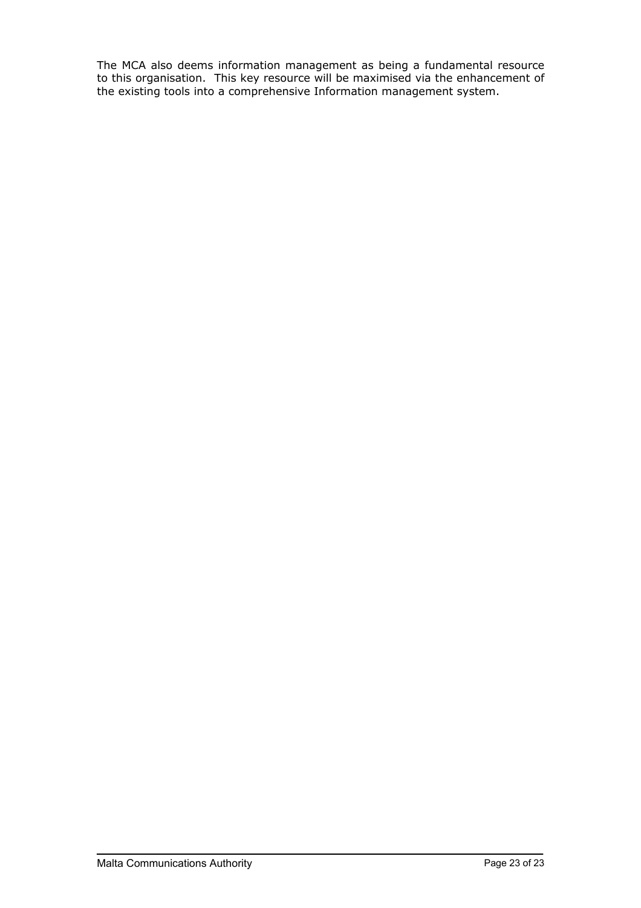The MCA also deems information management as being a fundamental resource to this organisation. This key resource will be maximised via the enhancement of the existing tools into a comprehensive Information management system.